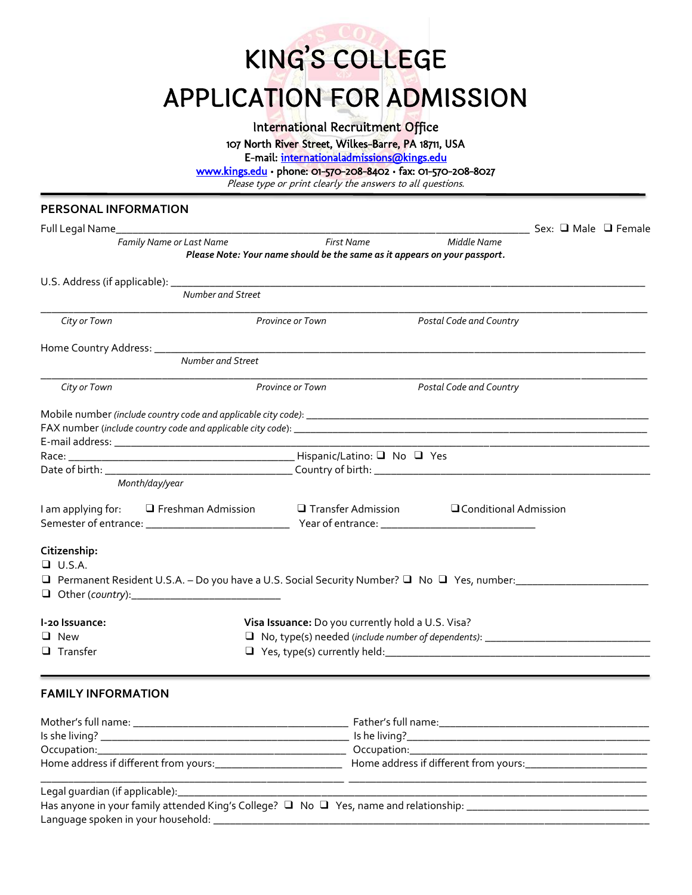# KING'S COLLEGE
# APPLICATION FOR ADMISSION

International Recruitment Office
107 North River Street, Wilkes-Barre, PA 18711, USA
E-mail: internationaladmissions@kings.edu
www.kings.edu • phone: 01-570-208-8402 • fax: 01-570-208-8027
*Please type or print clearly the answers to all questions.*

---

## PERSONAL INFORMATION

Full Legal Name___________________________________________________________________ Sex: ❑ Male ❑ Female
*Family Name or Last Name* *First Name* *Middle Name*
***Please Note: Your name should be the same as it appears on your passport.***

U.S. Address (if applicable): ____________________________________________________________
*Number and Street*

__________________________________________________________________________________
*City or Town* *Province or Town* *Postal Code and Country*

Home Country Address: ___________________________________________________________
*Number and Street*

__________________________________________________________________________________
*City or Town* *Province or Town* *Postal Code and Country*

Mobile number *(include country code and applicable city code)*: ______________________________
FAX number *(include country code and applicable city code)*: ________________________________
E-mail address: ________________________________________________________________
Race: ______________________________ Hispanic/Latino: ❑ No ❑ Yes
Date of birth: ____________________________ Country of birth: _________________________
*Month/day/year*

I am applying for: ❑ Freshman Admission ❑ Transfer Admission ❑ Conditional Admission
Semester of entrance: ____________________ Year of entrance: ______________________

**Citizenship:**
- ❑ U.S.A.
- ❑ Permanent Resident U.S.A. – Do you have a U.S. Social Security Number? ❑ No ❑ Yes, number:____________________
- ❑ Other (*country*):______________________

**I-20 Issuance:**
- ❑ New
- ❑ Transfer

**Visa Issuance:** Do you currently hold a U.S. Visa?
- ❑ No, type(s) needed *(include number of dependents)*: __________________________
- ❑ Yes, type(s) currently held:______________________________________

---

## FAMILY INFORMATION

Mother's full name: ______________________________ Father's full name:______________________________
Is she living? __________________________________ Is he living?___________________________________
Occupation:____________________________________ Occupation:____________________________________
Home address if different from yours:__________________ Home address if different from yours:__________________
_____________________________________________ _____________________________________________
Legal guardian (if applicable):____________________________________________________________
Has anyone in your family attended King's College? ❑ No ❑ Yes, name and relationship: __________________________
Language spoken in your household: __________________________________________________________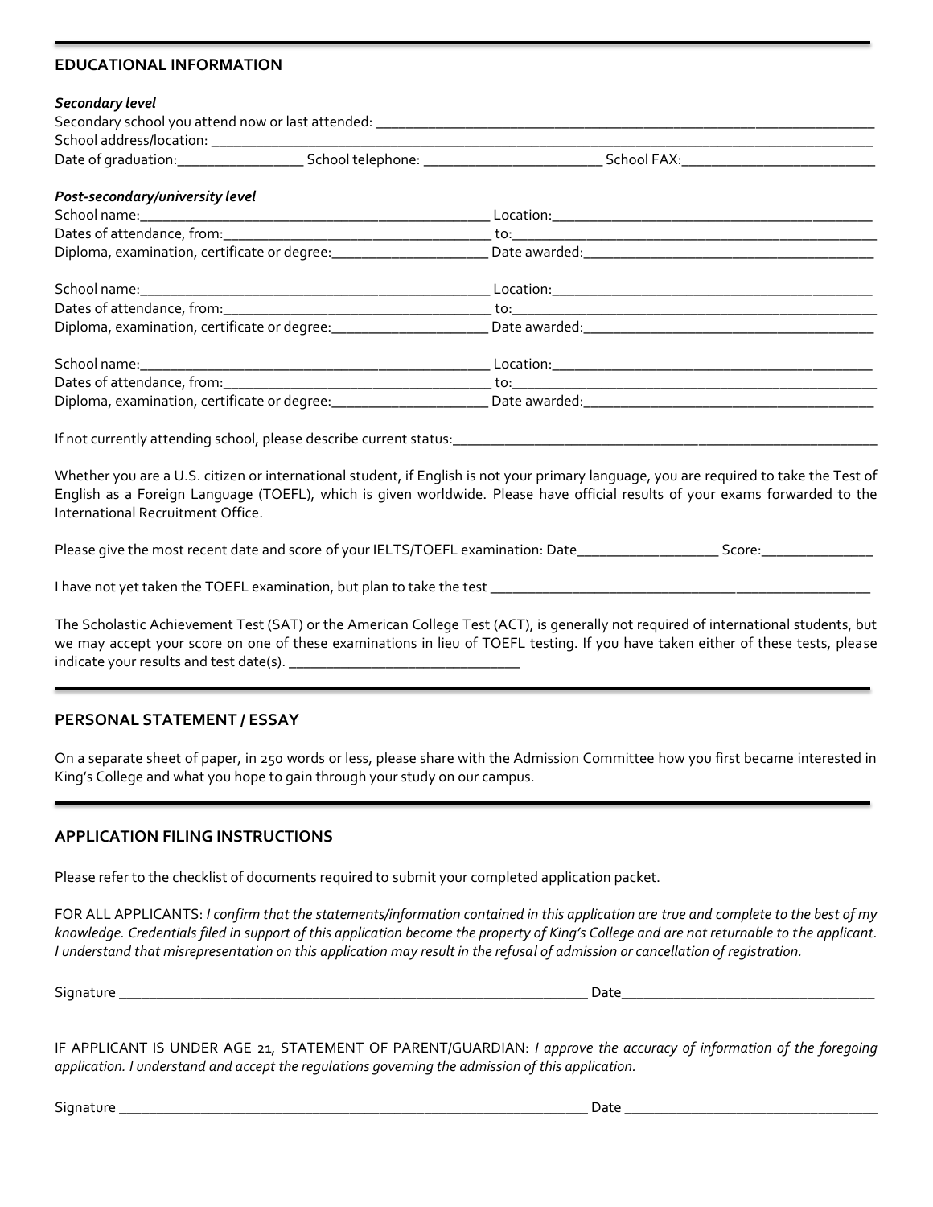## EDUCATIONAL INFORMATION

***Secondary level***

Secondary school you attend now or last attended: ______________________________________________

School address/location: ______________________________________________

Date of graduation:_______________ School telephone: _____________________ School FAX:_______________________

***Post-secondary/university level***

School name:_____________________________________ Location:_____________________________________

Dates of attendance, from:_____________________________ to:_____________________________________

Diploma, examination, certificate or degree:__________________ Date awarded:_______________________________

School name:_____________________________________ Location:_____________________________________

Dates of attendance, from:_____________________________ to:_____________________________________

Diploma, examination, certificate or degree:__________________ Date awarded:_______________________________

School name:_____________________________________ Location:_____________________________________

Dates of attendance, from:_____________________________ to:_____________________________________

Diploma, examination, certificate or degree:__________________ Date awarded:_______________________________

If not currently attending school, please describe current status:_______________________________________________

Whether you are a U.S. citizen or international student, if English is not your primary language, you are required to take the Test of English as a Foreign Language (TOEFL), which is given worldwide. Please have official results of your exams forwarded to the International Recruitment Office.

Please give the most recent date and score of your IELTS/TOEFL examination: Date_________________ Score:_____________

I have not yet taken the TOEFL examination, but plan to take the test ____________________________________________

The Scholastic Achievement Test (SAT) or the American College Test (ACT), is generally not required of international students, but we may accept your score on one of these examinations in lieu of TOEFL testing. If you have taken either of these tests, please indicate your results and test date(s). ____________________________

## PERSONAL STATEMENT / ESSAY

On a separate sheet of paper, in 250 words or less, please share with the Admission Committee how you first became interested in King's College and what you hope to gain through your study on our campus.

## APPLICATION FILING INSTRUCTIONS

Please refer to the checklist of documents required to submit your completed application packet.

FOR ALL APPLICANTS: *I confirm that the statements/information contained in this application are true and complete to the best of my knowledge. Credentials filed in support of this application become the property of King's College and are not returnable to the applicant. I understand that misrepresentation on this application may result in the refusal of admission or cancellation of registration.*

Signature ___________________________________________________ Date_______________________________

IF APPLICANT IS UNDER AGE 21, STATEMENT OF PARENT/GUARDIAN: *I approve the accuracy of information of the foregoing application. I understand and accept the regulations governing the admission of this application.*

Signature ___________________________________________________ Date _______________________________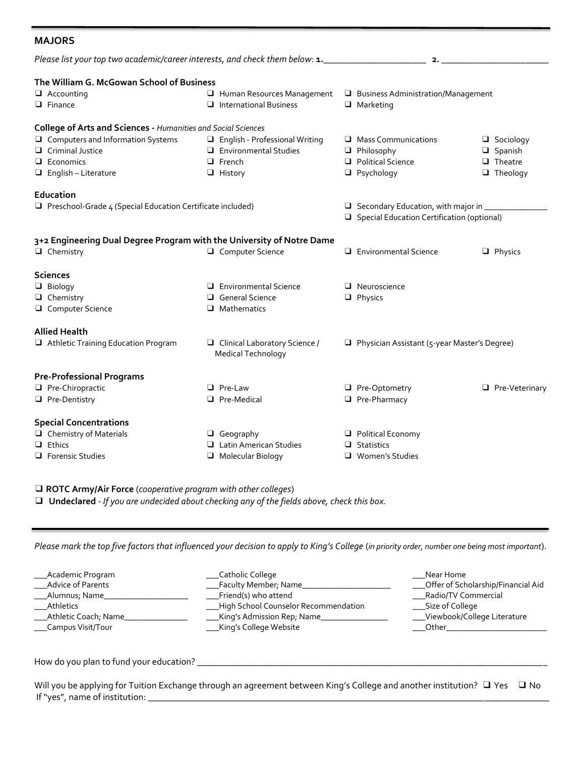## MAJORS

*Please list your top two academic/career interests, and check them below*: **1.**_______________________ **2.** ________________________

### The William G. McGowan School of Business

- ☐ Accounting
- ☐ Finance
- ☐ Human Resources Management
- ☐ International Business
- ☐ Business Administration/Management
- ☐ Marketing

### College of Arts and Sciences - *Humanities and Social Sciences*

- ☐ Computers and Information Systems
- ☐ Criminal Justice
- ☐ Economics
- ☐ English – Literature
- ☐ English - Professional Writing
- ☐ Environmental Studies
- ☐ French
- ☐ History
- ☐ Mass Communications
- ☐ Philosophy
- ☐ Political Science
- ☐ Psychology
- ☐ Sociology
- ☐ Spanish
- ☐ Theatre
- ☐ Theology

### Education

- ☐ Preschool-Grade 4 (Special Education Certificate included)
- ☐ Secondary Education, with major in _______________
- ☐ Special Education Certification (optional)

### 3+2 Engineering Dual Degree Program with the University of Notre Dame

- ☐ Chemistry
- ☐ Computer Science
- ☐ Environmental Science
- ☐ Physics

### Sciences

- ☐ Biology
- ☐ Chemistry
- ☐ Computer Science
- ☐ Environmental Science
- ☐ General Science
- ☐ Mathematics
- ☐ Neuroscience
- ☐ Physics

### Allied Health

- ☐ Athletic Training Education Program
- ☐ Clinical Laboratory Science / Medical Technology
- ☐ Physician Assistant (5-year Master's Degree)

### Pre-Professional Programs

- ☐ Pre-Chiropractic
- ☐ Pre-Dentistry
- ☐ Pre-Law
- ☐ Pre-Medical
- ☐ Pre-Optometry
- ☐ Pre-Pharmacy
- ☐ Pre-Veterinary

### Special Concentrations

- ☐ Chemistry of Materials
- ☐ Ethics
- ☐ Forensic Studies
- ☐ Geography
- ☐ Latin American Studies
- ☐ Molecular Biology
- ☐ Political Economy
- ☐ Statistics
- ☐ Women's Studies

☐ **ROTC Army/Air Force** (*cooperative program with other colleges*)

☐ **Undeclared** - *If you are undecided about checking any of the fields above, check this box.*

---

*Please mark the top five factors that influenced your decision to apply to King's College* (*in priority order, number one being most important*).

- ___Academic Program
- ___Advice of Parents
- ___Alumnus; Name____________________
- ___Athletics
- ___Athletic Coach; Name_______________
- ___Campus Visit/Tour
- ___Catholic College
- ___Faculty Member; Name_____________________
- ___Friend(s) who attend
- ___High School Counselor Recommendation
- ___King's Admission Rep; Name________________
- ___King's College Website
- ___Near Home
- ___Offer of Scholarship/Financial Aid
- ___Radio/TV Commercial
- ___Size of College
- ___Viewbook/College Literature
- ___Other________________________

How do you plan to fund your education? ______________________________________________________________________________

Will you be applying for Tuition Exchange through an agreement between King's College and another institution? ☐ Yes ☐ No

If "yes", name of institution: ______________________________________________________________________________________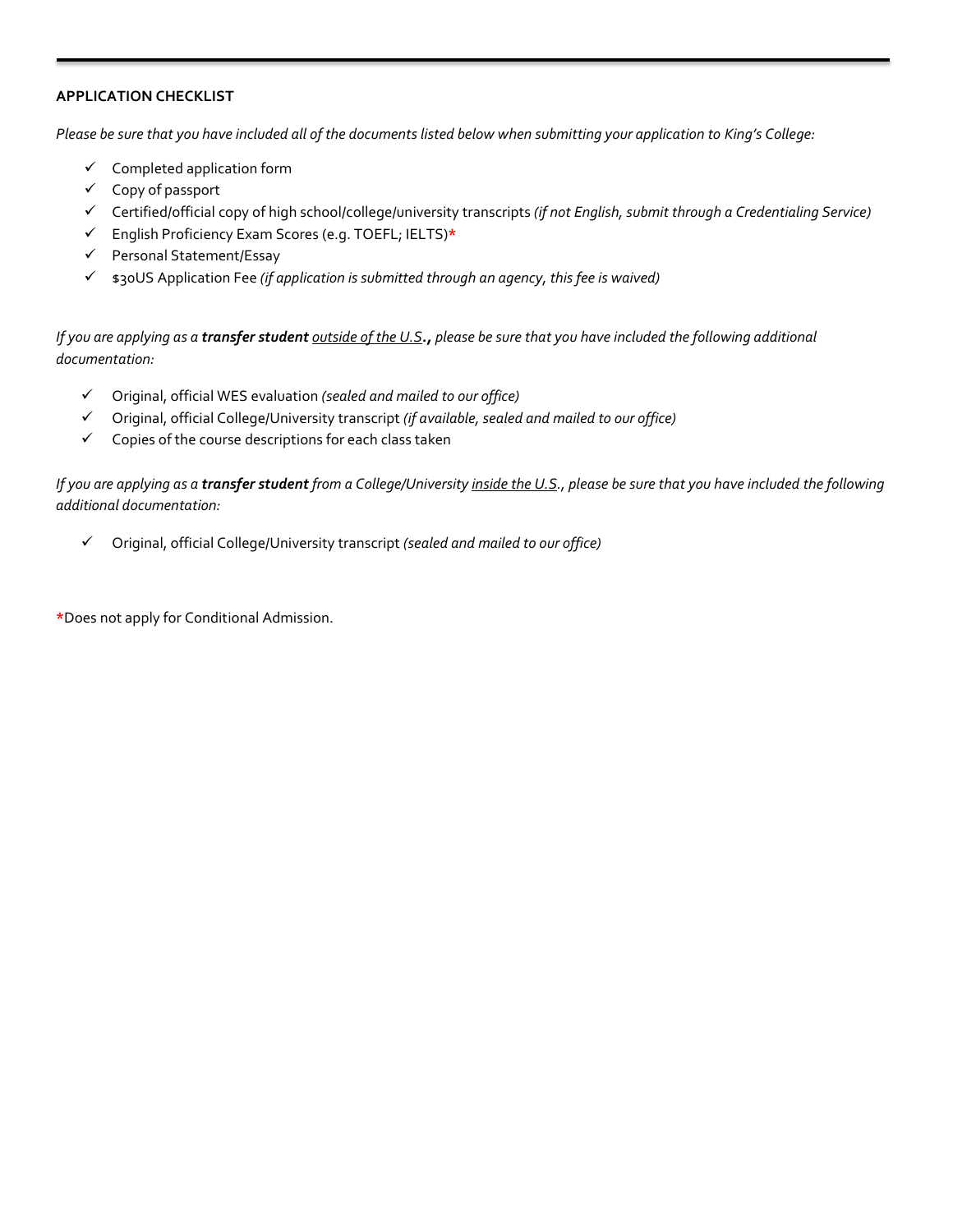**APPLICATION CHECKLIST**

*Please be sure that you have included all of the documents listed below when submitting your application to King's College:*

- ✓ Completed application form
- ✓ Copy of passport
- ✓ Certified/official copy of high school/college/university transcripts *(if not English, submit through a Credentialing Service)*
- ✓ English Proficiency Exam Scores (e.g. TOEFL; IELTS)*
- ✓ Personal Statement/Essay
- ✓ $30US Application Fee *(if application is submitted through an agency, this fee is waived)*

*If you are applying as a **transfer student** <u>outside of the U.S</u>**.,** please be sure that you have included the following additional documentation:*

- ✓ Original, official WES evaluation *(sealed and mailed to our office)*
- ✓ Original, official College/University transcript *(if available, sealed and mailed to our office)*
- ✓ Copies of the course descriptions for each class taken

*If you are applying as a **transfer student** from a College/University <u>inside the U.S</u>., please be sure that you have included the following additional documentation:*

- ✓ Original, official College/University transcript *(sealed and mailed to our office)*

*Does not apply for Conditional Admission.